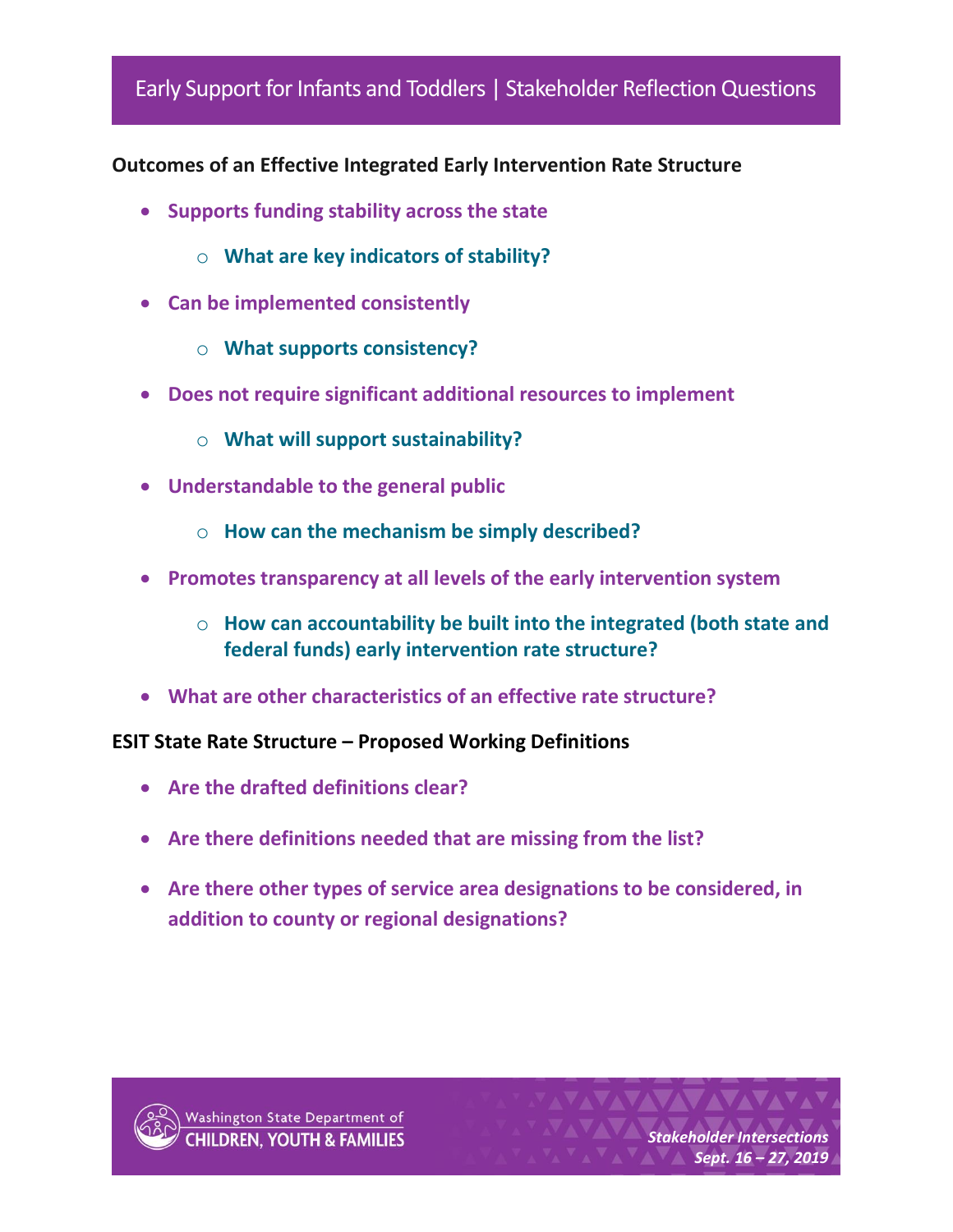# Early Support for Infants and Toddlers | Stakeholder Reflection Questions

**Outcomes of an Effective Integrated Early Intervention Rate Structure**

- **Supports funding stability across the state**
  - **What are key indicators of stability?**
- **Can be implemented consistently**
  - **What supports consistency?**
- **Does not require significant additional resources to implement**
  - **What will support sustainability?**
- **Understandable to the general public**
  - **How can the mechanism be simply described?**
- **Promotes transparency at all levels of the early intervention system**
  - **How can accountability be built into the integrated (both state and federal funds) early intervention rate structure?**
- **What are other characteristics of an effective rate structure?**

**ESIT State Rate Structure – Proposed Working Definitions**

- **Are the drafted definitions clear?**
- **Are there definitions needed that are missing from the list?**
- **Are there other types of service area designations to be considered, in addition to county or regional designations?**

Washington State Department of CHILDREN, YOUTH & FAMILIES

***Stakeholder Intersections***
***Sept. 16 – 27, 2019***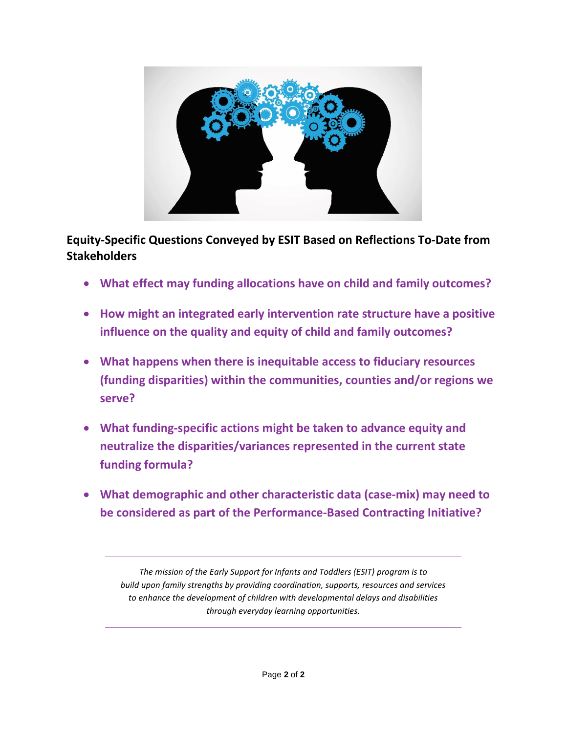**Equity-Specific Questions Conveyed by ESIT Based on Reflections To-Date from Stakeholders**

- **What effect may funding allocations have on child and family outcomes?**
- **How might an integrated early intervention rate structure have a positive influence on the quality and equity of child and family outcomes?**
- **What happens when there is inequitable access to fiduciary resources (funding disparities) within the communities, counties and/or regions we serve?**
- **What funding-specific actions might be taken to advance equity and neutralize the disparities/variances represented in the current state funding formula?**
- **What demographic and other characteristic data (case-mix) may need to be considered as part of the Performance-Based Contracting Initiative?**

---

*The mission of the Early Support for Infants and Toddlers (ESIT) program is to build upon family strengths by providing coordination, supports, resources and services to enhance the development of children with developmental delays and disabilities through everyday learning opportunities.*

---